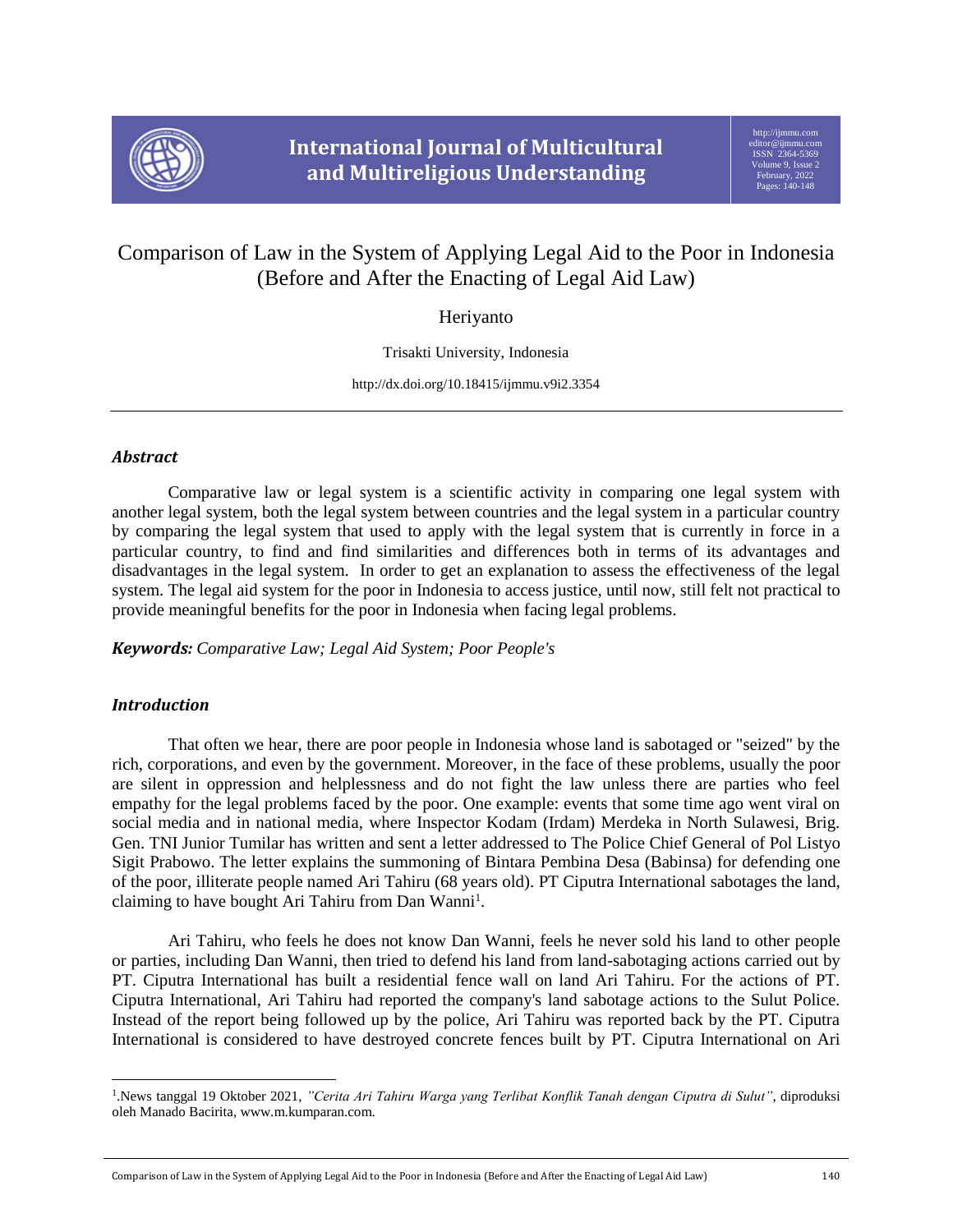# Comparison of Law in the System of Applying Legal Aid to the Poor in Indonesia (Before and After the Enacting of Legal Aid Law)

Heriyanto

Trisakti University, Indonesia

http://dx.doi.org/10.18415/ijmmu.v9i2.3354

## *Abstract*

Comparative law or legal system is a scientific activity in comparing one legal system with another legal system, both the legal system between countries and the legal system in a particular country by comparing the legal system that used to apply with the legal system that is currently in force in a particular country, to find and find similarities and differences both in terms of its advantages and disadvantages in the legal system. In order to get an explanation to assess the effectiveness of the legal system. The legal aid system for the poor in Indonesia to access justice, until now, still felt not practical to provide meaningful benefits for the poor in Indonesia when facing legal problems.

***Keywords:*** *Comparative Law; Legal Aid System; Poor People's*

## *Introduction*

That often we hear, there are poor people in Indonesia whose land is sabotaged or "seized" by the rich, corporations, and even by the government. Moreover, in the face of these problems, usually the poor are silent in oppression and helplessness and do not fight the law unless there are parties who feel empathy for the legal problems faced by the poor. One example: events that some time ago went viral on social media and in national media, where Inspector Kodam (Irdam) Merdeka in North Sulawesi, Brig. Gen. TNI Junior Tumilar has written and sent a letter addressed to The Police Chief General of Pol Listyo Sigit Prabowo. The letter explains the summoning of Bintara Pembina Desa (Babinsa) for defending one of the poor, illiterate people named Ari Tahiru (68 years old). PT Ciputra International sabotages the land, claiming to have bought Ari Tahiru from Dan Wanni[1].

Ari Tahiru, who feels he does not know Dan Wanni, feels he never sold his land to other people or parties, including Dan Wanni, then tried to defend his land from land-sabotaging actions carried out by PT. Ciputra International has built a residential fence wall on land Ari Tahiru. For the actions of PT. Ciputra International, Ari Tahiru had reported the company's land sabotage actions to the Sulut Police. Instead of the report being followed up by the police, Ari Tahiru was reported back by the PT. Ciputra International is considered to have destroyed concrete fences built by PT. Ciputra International on Ari

[1].News tanggal 19 Oktober 2021, *"Cerita Ari Tahiru Warga yang Terlibat Konflik Tanah dengan Ciputra di Sulut"*, diproduksi oleh Manado Bacirita, www.m.kumparan.com.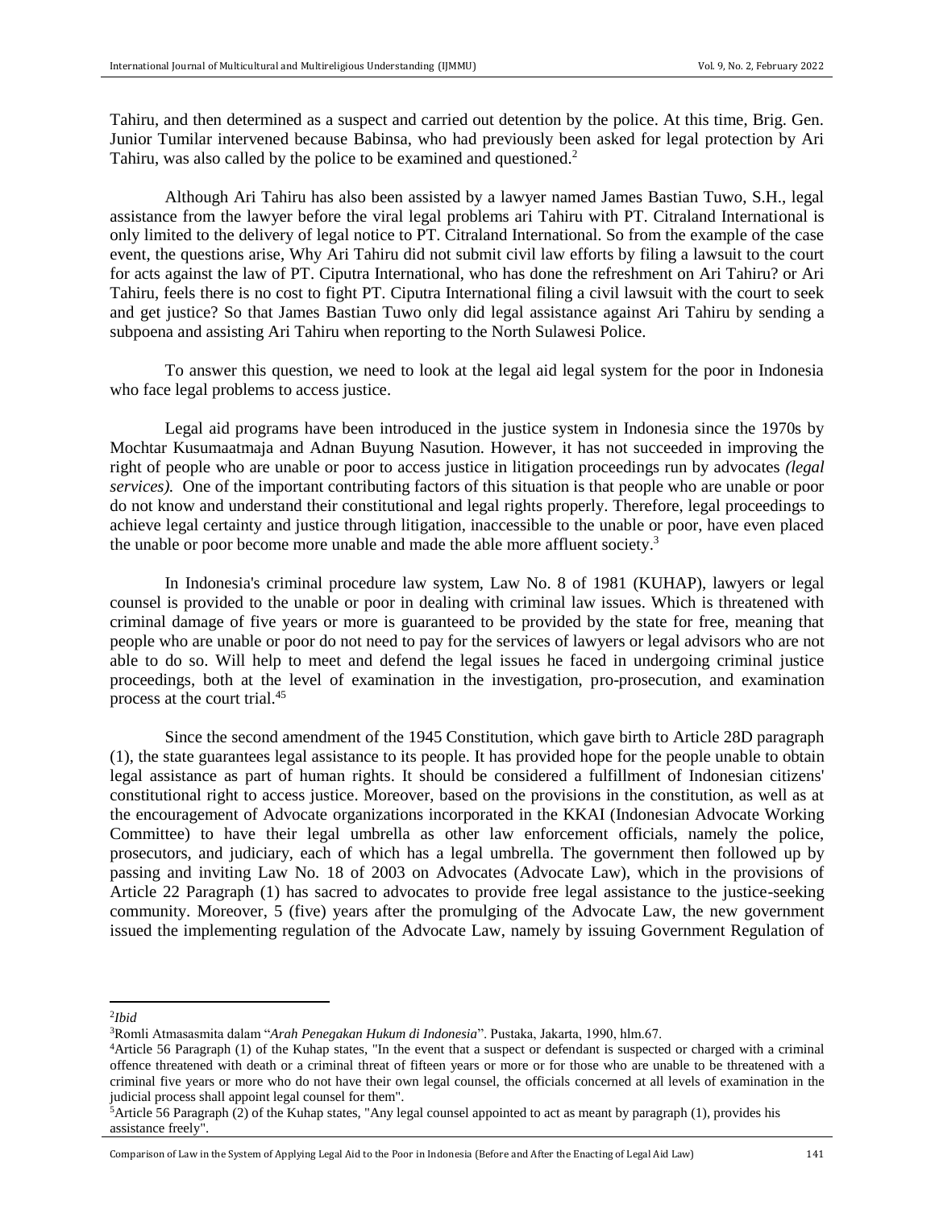Tahiru, and then determined as a suspect and carried out detention by the police. At this time, Brig. Gen. Junior Tumilar intervened because Babinsa, who had previously been asked for legal protection by Ari Tahiru, was also called by the police to be examined and questioned.[2]

Although Ari Tahiru has also been assisted by a lawyer named James Bastian Tuwo, S.H., legal assistance from the lawyer before the viral legal problems ari Tahiru with PT. Citraland International is only limited to the delivery of legal notice to PT. Citraland International. So from the example of the case event, the questions arise, Why Ari Tahiru did not submit civil law efforts by filing a lawsuit to the court for acts against the law of PT. Ciputra International, who has done the refreshment on Ari Tahiru? or Ari Tahiru, feels there is no cost to fight PT. Ciputra International filing a civil lawsuit with the court to seek and get justice? So that James Bastian Tuwo only did legal assistance against Ari Tahiru by sending a subpoena and assisting Ari Tahiru when reporting to the North Sulawesi Police.

To answer this question, we need to look at the legal aid legal system for the poor in Indonesia who face legal problems to access justice.

Legal aid programs have been introduced in the justice system in Indonesia since the 1970s by Mochtar Kusumaatmaja and Adnan Buyung Nasution. However, it has not succeeded in improving the right of people who are unable or poor to access justice in litigation proceedings run by advocates *(legal services).* One of the important contributing factors of this situation is that people who are unable or poor do not know and understand their constitutional and legal rights properly. Therefore, legal proceedings to achieve legal certainty and justice through litigation, inaccessible to the unable or poor, have even placed the unable or poor become more unable and made the able more affluent society.[3]

In Indonesia's criminal procedure law system, Law No. 8 of 1981 (KUHAP), lawyers or legal counsel is provided to the unable or poor in dealing with criminal law issues. Which is threatened with criminal damage of five years or more is guaranteed to be provided by the state for free, meaning that people who are unable or poor do not need to pay for the services of lawyers or legal advisors who are not able to do so. Will help to meet and defend the legal issues he faced in undergoing criminal justice proceedings, both at the level of examination in the investigation, pro-prosecution, and examination process at the court trial.[45]

Since the second amendment of the 1945 Constitution, which gave birth to Article 28D paragraph (1), the state guarantees legal assistance to its people. It has provided hope for the people unable to obtain legal assistance as part of human rights. It should be considered a fulfillment of Indonesian citizens' constitutional right to access justice. Moreover, based on the provisions in the constitution, as well as at the encouragement of Advocate organizations incorporated in the KKAI (Indonesian Advocate Working Committee) to have their legal umbrella as other law enforcement officials, namely the police, prosecutors, and judiciary, each of which has a legal umbrella. The government then followed up by passing and inviting Law No. 18 of 2003 on Advocates (Advocate Law), which in the provisions of Article 22 Paragraph (1) has sacred to advocates to provide free legal assistance to the justice-seeking community. Moreover, 5 (five) years after the promulging of the Advocate Law, the new government issued the implementing regulation of the Advocate Law, namely by issuing Government Regulation of

---

[2] *Ibid*

[3] Romli Atmasasmita dalam "*Arah Penegakan Hukum di Indonesia*". Pustaka, Jakarta, 1990, hlm.67.

[4] Article 56 Paragraph (1) of the Kuhap states, "In the event that a suspect or defendant is suspected or charged with a criminal offence threatened with death or a criminal threat of fifteen years or more or for those who are unable to be threatened with a criminal five years or more who do not have their own legal counsel, the officials concerned at all levels of examination in the judicial process shall appoint legal counsel for them".

[5] Article 56 Paragraph (2) of the Kuhap states, "Any legal counsel appointed to act as meant by paragraph (1), provides his assistance freely".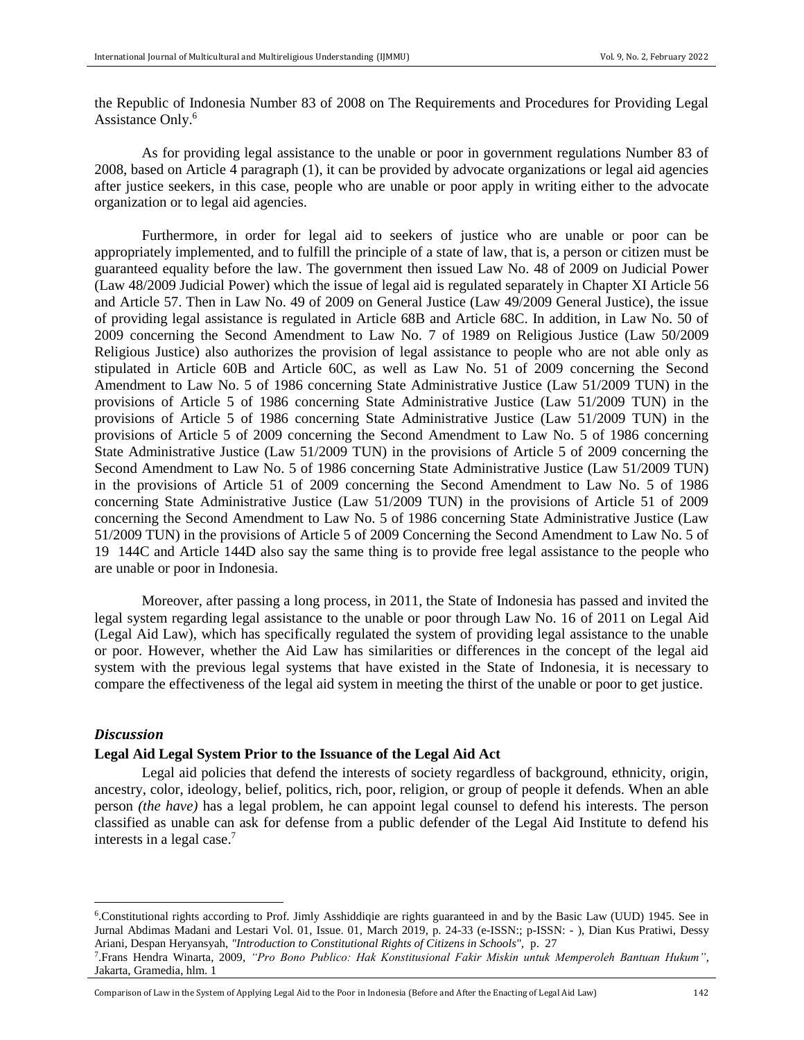the Republic of Indonesia Number 83 of 2008 on The Requirements and Procedures for Providing Legal Assistance Only.[6]

As for providing legal assistance to the unable or poor in government regulations Number 83 of 2008, based on Article 4 paragraph (1), it can be provided by advocate organizations or legal aid agencies after justice seekers, in this case, people who are unable or poor apply in writing either to the advocate organization or to legal aid agencies.

Furthermore, in order for legal aid to seekers of justice who are unable or poor can be appropriately implemented, and to fulfill the principle of a state of law, that is, a person or citizen must be guaranteed equality before the law. The government then issued Law No. 48 of 2009 on Judicial Power (Law 48/2009 Judicial Power) which the issue of legal aid is regulated separately in Chapter XI Article 56 and Article 57. Then in Law No. 49 of 2009 on General Justice (Law 49/2009 General Justice), the issue of providing legal assistance is regulated in Article 68B and Article 68C. In addition, in Law No. 50 of 2009 concerning the Second Amendment to Law No. 7 of 1989 on Religious Justice (Law 50/2009 Religious Justice) also authorizes the provision of legal assistance to people who are not able only as stipulated in Article 60B and Article 60C, as well as Law No. 51 of 2009 concerning the Second Amendment to Law No. 5 of 1986 concerning State Administrative Justice (Law 51/2009 TUN) in the provisions of Article 5 of 1986 concerning State Administrative Justice (Law 51/2009 TUN) in the provisions of Article 5 of 1986 concerning State Administrative Justice (Law 51/2009 TUN) in the provisions of Article 5 of 2009 concerning the Second Amendment to Law No. 5 of 1986 concerning State Administrative Justice (Law 51/2009 TUN) in the provisions of Article 5 of 2009 concerning the Second Amendment to Law No. 5 of 1986 concerning State Administrative Justice (Law 51/2009 TUN) in the provisions of Article 51 of 2009 concerning the Second Amendment to Law No. 5 of 1986 concerning State Administrative Justice (Law 51/2009 TUN) in the provisions of Article 51 of 2009 concerning the Second Amendment to Law No. 5 of 1986 concerning State Administrative Justice (Law 51/2009 TUN) in the provisions of Article 5 of 2009 Concerning the Second Amendment to Law No. 5 of 19 144C and Article 144D also say the same thing is to provide free legal assistance to the people who are unable or poor in Indonesia.

Moreover, after passing a long process, in 2011, the State of Indonesia has passed and invited the legal system regarding legal assistance to the unable or poor through Law No. 16 of 2011 on Legal Aid (Legal Aid Law), which has specifically regulated the system of providing legal assistance to the unable or poor. However, whether the Aid Law has similarities or differences in the concept of the legal aid system with the previous legal systems that have existed in the State of Indonesia, it is necessary to compare the effectiveness of the legal aid system in meeting the thirst of the unable or poor to get justice.

## *Discussion*

### Legal Aid Legal System Prior to the Issuance of the Legal Aid Act

Legal aid policies that defend the interests of society regardless of background, ethnicity, origin, ancestry, color, ideology, belief, politics, rich, poor, religion, or group of people it defends. When an able person *(the have)* has a legal problem, he can appoint legal counsel to defend his interests. The person classified as unable can ask for defense from a public defender of the Legal Aid Institute to defend his interests in a legal case.[7]

---

[6].Constitutional rights according to Prof. Jimly Asshiddiqie are rights guaranteed in and by the Basic Law (UUD) 1945. See in Jurnal Abdimas Madani and Lestari Vol. 01, Issue. 01, March 2019, p. 24-33 (e-ISSN:; p-ISSN: - ), Dian Kus Pratiwi, Dessy Ariani, Despan Heryansyah, *"Introduction to Constitutional Rights of Citizens in Schools"*, p. 27

[7].Frans Hendra Winarta, 2009, *"Pro Bono Publico: Hak Konstitusional Fakir Miskin untuk Memperoleh Bantuan Hukum"*, Jakarta, Gramedia, hlm. 1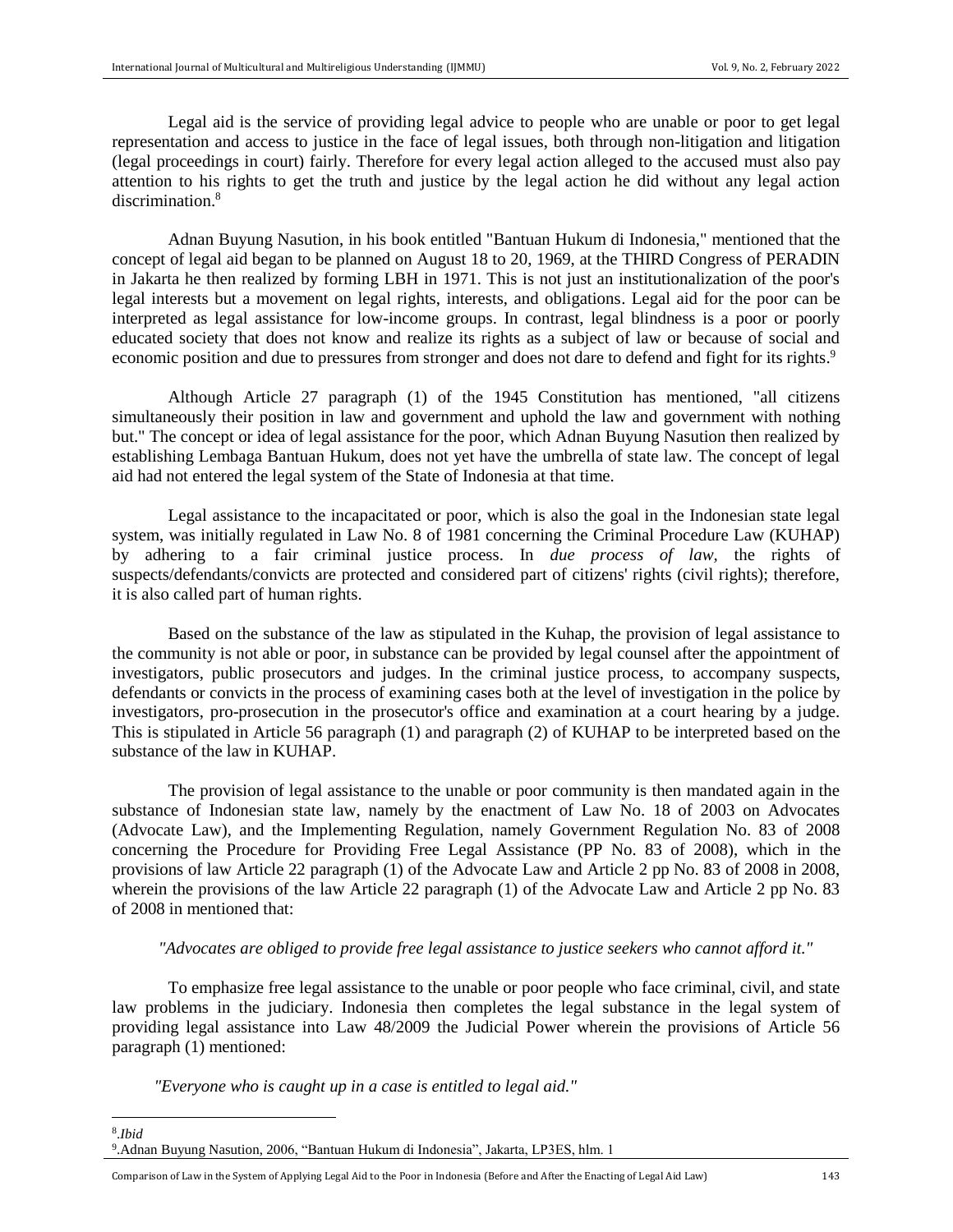Legal aid is the service of providing legal advice to people who are unable or poor to get legal representation and access to justice in the face of legal issues, both through non-litigation and litigation (legal proceedings in court) fairly. Therefore for every legal action alleged to the accused must also pay attention to his rights to get the truth and justice by the legal action he did without any legal action discrimination.[8]

Adnan Buyung Nasution, in his book entitled "Bantuan Hukum di Indonesia," mentioned that the concept of legal aid began to be planned on August 18 to 20, 1969, at the THIRD Congress of PERADIN in Jakarta he then realized by forming LBH in 1971. This is not just an institutionalization of the poor's legal interests but a movement on legal rights, interests, and obligations. Legal aid for the poor can be interpreted as legal assistance for low-income groups. In contrast, legal blindness is a poor or poorly educated society that does not know and realize its rights as a subject of law or because of social and economic position and due to pressures from stronger and does not dare to defend and fight for its rights.[9]

Although Article 27 paragraph (1) of the 1945 Constitution has mentioned, "all citizens simultaneously their position in law and government and uphold the law and government with nothing but." The concept or idea of legal assistance for the poor, which Adnan Buyung Nasution then realized by establishing Lembaga Bantuan Hukum, does not yet have the umbrella of state law. The concept of legal aid had not entered the legal system of the State of Indonesia at that time.

Legal assistance to the incapacitated or poor, which is also the goal in the Indonesian state legal system, was initially regulated in Law No. 8 of 1981 concerning the Criminal Procedure Law (KUHAP) by adhering to a fair criminal justice process. In *due process of law,* the rights of suspects/defendants/convicts are protected and considered part of citizens' rights (civil rights); therefore, it is also called part of human rights.

Based on the substance of the law as stipulated in the Kuhap, the provision of legal assistance to the community is not able or poor, in substance can be provided by legal counsel after the appointment of investigators, public prosecutors and judges. In the criminal justice process, to accompany suspects, defendants or convicts in the process of examining cases both at the level of investigation in the police by investigators, pro-prosecution in the prosecutor's office and examination at a court hearing by a judge. This is stipulated in Article 56 paragraph (1) and paragraph (2) of KUHAP to be interpreted based on the substance of the law in KUHAP.

The provision of legal assistance to the unable or poor community is then mandated again in the substance of Indonesian state law, namely by the enactment of Law No. 18 of 2003 on Advocates (Advocate Law), and the Implementing Regulation, namely Government Regulation No. 83 of 2008 concerning the Procedure for Providing Free Legal Assistance (PP No. 83 of 2008), which in the provisions of law Article 22 paragraph (1) of the Advocate Law and Article 2 pp No. 83 of 2008 in 2008, wherein the provisions of the law Article 22 paragraph (1) of the Advocate Law and Article 2 pp No. 83 of 2008 in mentioned that:

*"Advocates are obliged to provide free legal assistance to justice seekers who cannot afford it."*

To emphasize free legal assistance to the unable or poor people who face criminal, civil, and state law problems in the judiciary. Indonesia then completes the legal substance in the legal system of providing legal assistance into Law 48/2009 the Judicial Power wherein the provisions of Article 56 paragraph (1) mentioned:

*"Everyone who is caught up in a case is entitled to legal aid."*

---

[8] *Ibid*

[9] Adnan Buyung Nasution, 2006, "Bantuan Hukum di Indonesia", Jakarta, LP3ES, hlm. 1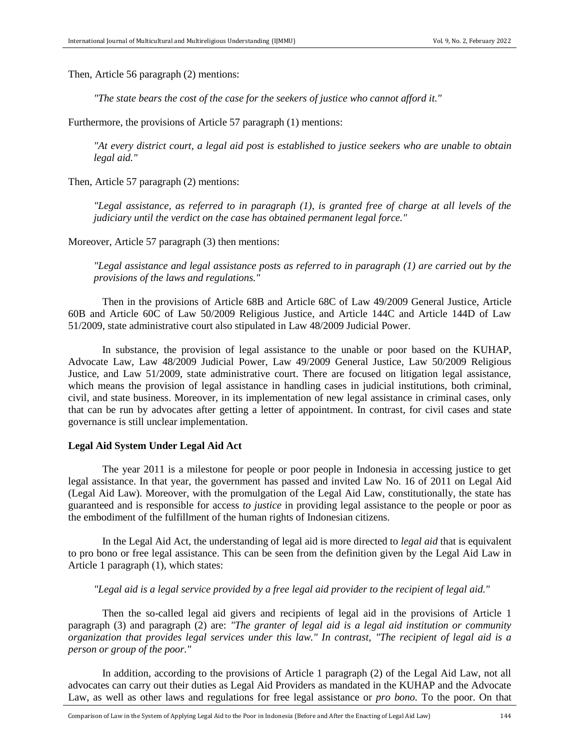Then, Article 56 paragraph (2) mentions:

> *"The state bears the cost of the case for the seekers of justice who cannot afford it."*

Furthermore, the provisions of Article 57 paragraph (1) mentions:

> *"At every district court, a legal aid post is established to justice seekers who are unable to obtain legal aid."*

Then, Article 57 paragraph (2) mentions:

> *"Legal assistance, as referred to in paragraph (1), is granted free of charge at all levels of the judiciary until the verdict on the case has obtained permanent legal force."*

Moreover, Article 57 paragraph (3) then mentions:

> *"Legal assistance and legal assistance posts as referred to in paragraph (1) are carried out by the provisions of the laws and regulations."*

Then in the provisions of Article 68B and Article 68C of Law 49/2009 General Justice, Article 60B and Article 60C of Law 50/2009 Religious Justice, and Article 144C and Article 144D of Law 51/2009, state administrative court also stipulated in Law 48/2009 Judicial Power.

In substance, the provision of legal assistance to the unable or poor based on the KUHAP, Advocate Law, Law 48/2009 Judicial Power, Law 49/2009 General Justice, Law 50/2009 Religious Justice, and Law 51/2009, state administrative court. There are focused on litigation legal assistance, which means the provision of legal assistance in handling cases in judicial institutions, both criminal, civil, and state business. Moreover, in its implementation of new legal assistance in criminal cases, only that can be run by advocates after getting a letter of appointment. In contrast, for civil cases and state governance is still unclear implementation.

**Legal Aid System Under Legal Aid Act**

The year 2011 is a milestone for people or poor people in Indonesia in accessing justice to get legal assistance. In that year, the government has passed and invited Law No. 16 of 2011 on Legal Aid (Legal Aid Law). Moreover, with the promulgation of the Legal Aid Law, constitutionally, the state has guaranteed and is responsible for access *to justice* in providing legal assistance to the people or poor as the embodiment of the fulfillment of the human rights of Indonesian citizens.

In the Legal Aid Act, the understanding of legal aid is more directed to *legal aid* that is equivalent to pro bono or free legal assistance. This can be seen from the definition given by the Legal Aid Law in Article 1 paragraph (1), which states:

> *"Legal aid is a legal service provided by a free legal aid provider to the recipient of legal aid."*

Then the so-called legal aid givers and recipients of legal aid in the provisions of Article 1 paragraph (3) and paragraph (2) are: *"The granter of legal aid is a legal aid institution or community organization that provides legal services under this law." In contrast, "The recipient of legal aid is a person or group of the poor."*

In addition, according to the provisions of Article 1 paragraph (2) of the Legal Aid Law, not all advocates can carry out their duties as Legal Aid Providers as mandated in the KUHAP and the Advocate Law, as well as other laws and regulations for free legal assistance or *pro bono.* To the poor. On that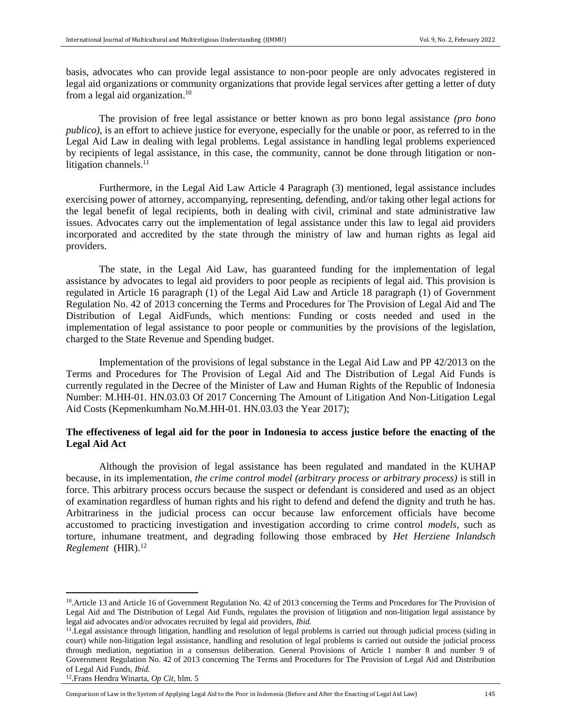basis, advocates who can provide legal assistance to non-poor people are only advocates registered in legal aid organizations or community organizations that provide legal services after getting a letter of duty from a legal aid organization.[10]

The provision of free legal assistance or better known as pro bono legal assistance *(pro bono publico)*, is an effort to achieve justice for everyone, especially for the unable or poor, as referred to in the Legal Aid Law in dealing with legal problems. Legal assistance in handling legal problems experienced by recipients of legal assistance, in this case, the community, cannot be done through litigation or non-litigation channels.[11]

Furthermore, in the Legal Aid Law Article 4 Paragraph (3) mentioned, legal assistance includes exercising power of attorney, accompanying, representing, defending, and/or taking other legal actions for the legal benefit of legal recipients, both in dealing with civil, criminal and state administrative law issues. Advocates carry out the implementation of legal assistance under this law to legal aid providers incorporated and accredited by the state through the ministry of law and human rights as legal aid providers.

The state, in the Legal Aid Law, has guaranteed funding for the implementation of legal assistance by advocates to legal aid providers to poor people as recipients of legal aid. This provision is regulated in Article 16 paragraph (1) of the Legal Aid Law and Article 18 paragraph (1) of Government Regulation No. 42 of 2013 concerning the Terms and Procedures for The Provision of Legal Aid and The Distribution of Legal AidFunds, which mentions: Funding or costs needed and used in the implementation of legal assistance to poor people or communities by the provisions of the legislation, charged to the State Revenue and Spending budget.

Implementation of the provisions of legal substance in the Legal Aid Law and PP 42/2013 on the Terms and Procedures for The Provision of Legal Aid and The Distribution of Legal Aid Funds is currently regulated in the Decree of the Minister of Law and Human Rights of the Republic of Indonesia Number: M.HH-01. HN.03.03 Of 2017 Concerning The Amount of Litigation And Non-Litigation Legal Aid Costs (Kepmenkumham No.M.HH-01. HN.03.03 the Year 2017);

**The effectiveness of legal aid for the poor in Indonesia to access justice before the enacting of the Legal Aid Act**

Although the provision of legal assistance has been regulated and mandated in the KUHAP because, in its implementation, *the crime control model (arbitrary process or arbitrary process)* is still in force. This arbitrary process occurs because the suspect or defendant is considered and used as an object of examination regardless of human rights and his right to defend and defend the dignity and truth he has. Arbitrariness in the judicial process can occur because law enforcement officials have become accustomed to practicing investigation and investigation according to crime control *models*, such as torture, inhumane treatment, and degrading following those embraced by *Het Herziene Inlandsch Reglement* (HIR).[12]

---

[10]. Article 13 and Article 16 of Government Regulation No. 42 of 2013 concerning the Terms and Procedures for The Provision of Legal Aid and The Distribution of Legal Aid Funds, regulates the provision of litigation and non-litigation legal assistance by legal aid advocates and/or advocates recruited by legal aid providers, *Ibid.*

[11]. Legal assistance through litigation, handling and resolution of legal problems is carried out through judicial process (siding in court) while non-litigation legal assistance, handling and resolution of legal problems is carried out outside the judicial process through mediation, negotiation in a consensus deliberation. General Provisions of Article 1 number 8 and number 9 of Government Regulation No. 42 of 2013 concerning The Terms and Procedures for The Provision of Legal Aid and Distribution of Legal Aid Funds, *Ibid.*

[12]. Frans Hendra Winarta, *Op Cit*, hlm. 5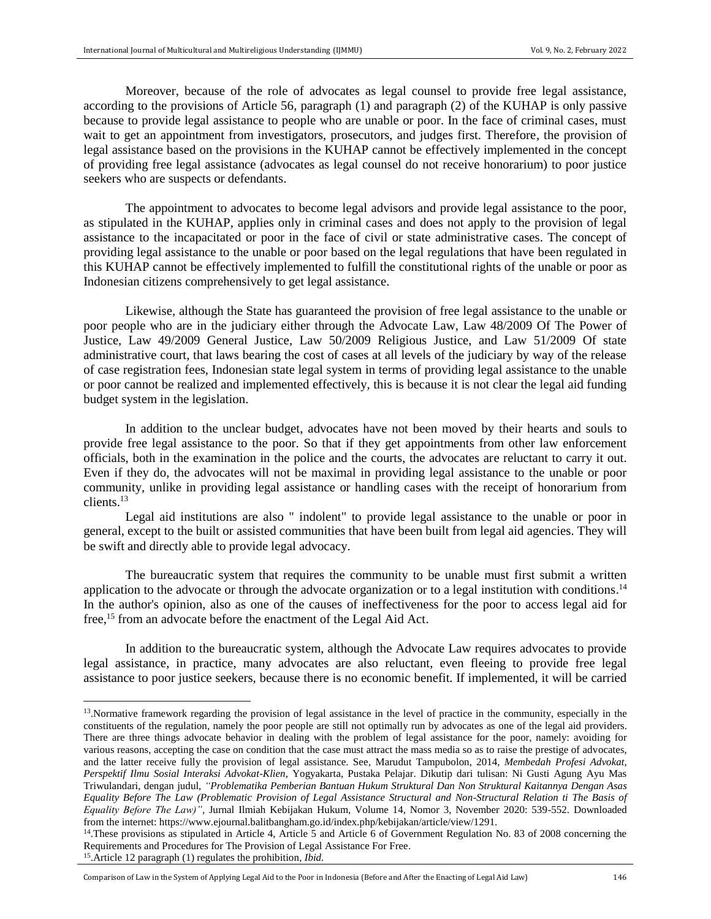Moreover, because of the role of advocates as legal counsel to provide free legal assistance, according to the provisions of Article 56, paragraph (1) and paragraph (2) of the KUHAP is only passive because to provide legal assistance to people who are unable or poor. In the face of criminal cases, must wait to get an appointment from investigators, prosecutors, and judges first. Therefore, the provision of legal assistance based on the provisions in the KUHAP cannot be effectively implemented in the concept of providing free legal assistance (advocates as legal counsel do not receive honorarium) to poor justice seekers who are suspects or defendants.

The appointment to advocates to become legal advisors and provide legal assistance to the poor, as stipulated in the KUHAP, applies only in criminal cases and does not apply to the provision of legal assistance to the incapacitated or poor in the face of civil or state administrative cases. The concept of providing legal assistance to the unable or poor based on the legal regulations that have been regulated in this KUHAP cannot be effectively implemented to fulfill the constitutional rights of the unable or poor as Indonesian citizens comprehensively to get legal assistance.

Likewise, although the State has guaranteed the provision of free legal assistance to the unable or poor people who are in the judiciary either through the Advocate Law, Law 48/2009 Of The Power of Justice, Law 49/2009 General Justice, Law 50/2009 Religious Justice, and Law 51/2009 Of state administrative court, that laws bearing the cost of cases at all levels of the judiciary by way of the release of case registration fees, Indonesian state legal system in terms of providing legal assistance to the unable or poor cannot be realized and implemented effectively, this is because it is not clear the legal aid funding budget system in the legislation.

In addition to the unclear budget, advocates have not been moved by their hearts and souls to provide free legal assistance to the poor. So that if they get appointments from other law enforcement officials, both in the examination in the police and the courts, the advocates are reluctant to carry it out. Even if they do, the advocates will not be maximal in providing legal assistance to the unable or poor community, unlike in providing legal assistance or handling cases with the receipt of honorarium from clients.[13]

Legal aid institutions are also " indolent" to provide legal assistance to the unable or poor in general, except to the built or assisted communities that have been built from legal aid agencies. They will be swift and directly able to provide legal advocacy.

The bureaucratic system that requires the community to be unable must first submit a written application to the advocate or through the advocate organization or to a legal institution with conditions.[14] In the author's opinion, also as one of the causes of ineffectiveness for the poor to access legal aid for free,[15] from an advocate before the enactment of the Legal Aid Act.

In addition to the bureaucratic system, although the Advocate Law requires advocates to provide legal assistance, in practice, many advocates are also reluctant, even fleeing to provide free legal assistance to poor justice seekers, because there is no economic benefit. If implemented, it will be carried

---

[13].Normative framework regarding the provision of legal assistance in the level of practice in the community, especially in the constituents of the regulation, namely the poor people are still not optimally run by advocates as one of the legal aid providers. There are three things advocate behavior in dealing with the problem of legal assistance for the poor, namely: avoiding for various reasons, accepting the case on condition that the case must attract the mass media so as to raise the prestige of advocates, and the latter receive fully the provision of legal assistance. See, Marudut Tampubolon, 2014, *Membedah Profesi Advokat, Perspektif Ilmu Sosial Interaksi Advokat-Klien*, Yogyakarta, Pustaka Pelajar. Dikutip dari tulisan: Ni Gusti Agung Ayu Mas Triwulandari, dengan judul, *"Problematika Pemberian Bantuan Hukum Struktural Dan Non Struktural Kaitannya Dengan Asas Equality Before The Law (Problematic Provision of Legal Assistance Structural and Non-Structural Relation ti The Basis of Equality Before The Law)"*, Jurnal Ilmiah Kebijakan Hukum, Volume 14, Nomor 3, November 2020: 539-552. Downloaded from the internet: https://www.ejournal.balitbangham.go.id/index.php/kebijakan/article/view/1291.

[14].These provisions as stipulated in Article 4, Article 5 and Article 6 of Government Regulation No. 83 of 2008 concerning the Requirements and Procedures for The Provision of Legal Assistance For Free.

[15].Article 12 paragraph (1) regulates the prohibition, *Ibid.*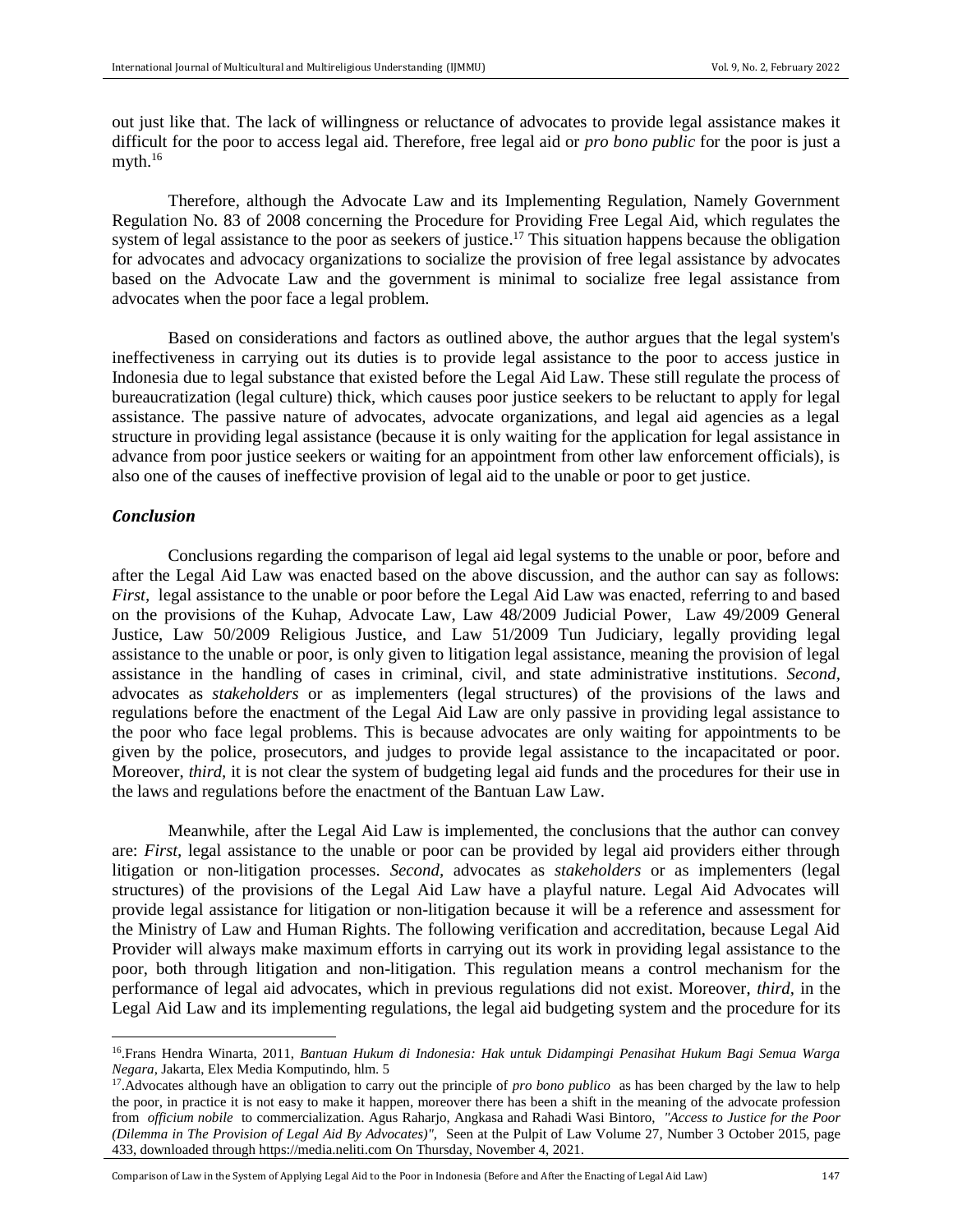out just like that. The lack of willingness or reluctance of advocates to provide legal assistance makes it difficult for the poor to access legal aid. Therefore, free legal aid or *pro bono public* for the poor is just a myth.[16]

Therefore, although the Advocate Law and its Implementing Regulation, Namely Government Regulation No. 83 of 2008 concerning the Procedure for Providing Free Legal Aid, which regulates the system of legal assistance to the poor as seekers of justice.[17] This situation happens because the obligation for advocates and advocacy organizations to socialize the provision of free legal assistance by advocates based on the Advocate Law and the government is minimal to socialize free legal assistance from advocates when the poor face a legal problem.

Based on considerations and factors as outlined above, the author argues that the legal system's ineffectiveness in carrying out its duties is to provide legal assistance to the poor to access justice in Indonesia due to legal substance that existed before the Legal Aid Law. These still regulate the process of bureaucratization (legal culture) thick, which causes poor justice seekers to be reluctant to apply for legal assistance. The passive nature of advocates, advocate organizations, and legal aid agencies as a legal structure in providing legal assistance (because it is only waiting for the application for legal assistance in advance from poor justice seekers or waiting for an appointment from other law enforcement officials), is also one of the causes of ineffective provision of legal aid to the unable or poor to get justice.

## *Conclusion*

Conclusions regarding the comparison of legal aid legal systems to the unable or poor, before and after the Legal Aid Law was enacted based on the above discussion, and the author can say as follows: *First,* legal assistance to the unable or poor before the Legal Aid Law was enacted, referring to and based on the provisions of the Kuhap, Advocate Law, Law 48/2009 Judicial Power, Law 49/2009 General Justice, Law 50/2009 Religious Justice, and Law 51/2009 Tun Judiciary, legally providing legal assistance to the unable or poor, is only given to litigation legal assistance, meaning the provision of legal assistance in the handling of cases in criminal, civil, and state administrative institutions. *Second*, advocates as *stakeholders* or as implementers (legal structures) of the provisions of the laws and regulations before the enactment of the Legal Aid Law are only passive in providing legal assistance to the poor who face legal problems. This is because advocates are only waiting for appointments to be given by the police, prosecutors, and judges to provide legal assistance to the incapacitated or poor. Moreover, *third,* it is not clear the system of budgeting legal aid funds and the procedures for their use in the laws and regulations before the enactment of the Bantuan Law Law.

Meanwhile, after the Legal Aid Law is implemented, the conclusions that the author can convey are: *First,* legal assistance to the unable or poor can be provided by legal aid providers either through litigation or non-litigation processes. *Second,* advocates as *stakeholders* or as implementers (legal structures) of the provisions of the Legal Aid Law have a playful nature. Legal Aid Advocates will provide legal assistance for litigation or non-litigation because it will be a reference and assessment for the Ministry of Law and Human Rights. The following verification and accreditation, because Legal Aid Provider will always make maximum efforts in carrying out its work in providing legal assistance to the poor, both through litigation and non-litigation. This regulation means a control mechanism for the performance of legal aid advocates, which in previous regulations did not exist. Moreover, *third*, in the Legal Aid Law and its implementing regulations, the legal aid budgeting system and the procedure for its

---

[16]. Frans Hendra Winarta, 2011, *Bantuan Hukum di Indonesia: Hak untuk Didampingi Penasihat Hukum Bagi Semua Warga Negara*, Jakarta, Elex Media Komputindo, hlm. 5

[17]. Advocates although have an obligation to carry out the principle of *pro bono publico* as has been charged by the law to help the poor, in practice it is not easy to make it happen, moreover there has been a shift in the meaning of the advocate profession from *officium nobile* to commercialization. Agus Raharjo, Angkasa and Rahadi Wasi Bintoro, *"Access to Justice for the Poor (Dilemma in The Provision of Legal Aid By Advocates)",* Seen at the Pulpit of Law Volume 27, Number 3 October 2015, page 433, downloaded through https://media.neliti.com On Thursday, November 4, 2021.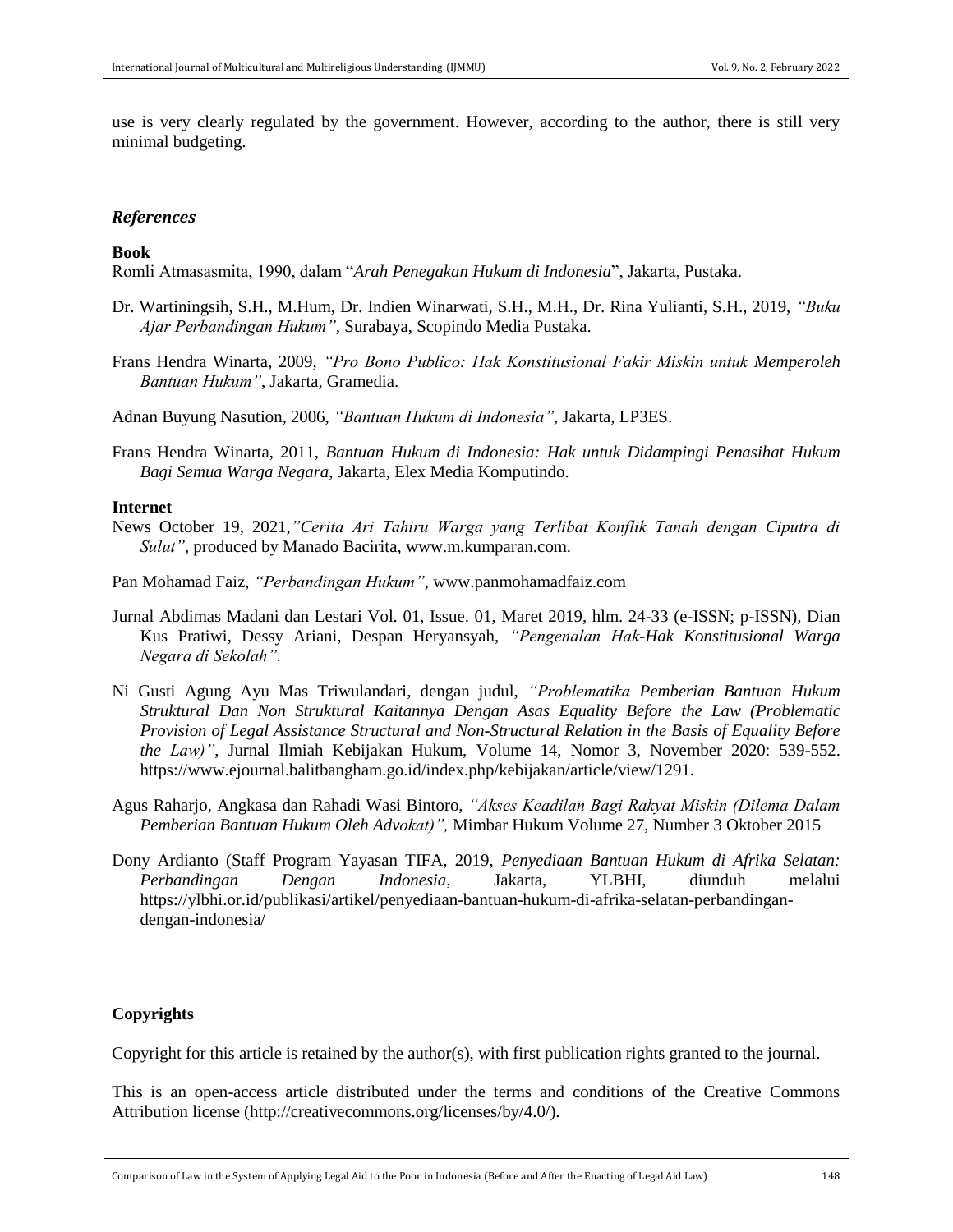use is very clearly regulated by the government. However, according to the author, there is still very minimal budgeting.

## *References*

**Book**

Romli Atmasasmita, 1990, dalam "*Arah Penegakan Hukum di Indonesia*", Jakarta, Pustaka.

Dr. Wartiningsih, S.H., M.Hum, Dr. Indien Winarwati, S.H., M.H., Dr. Rina Yulianti, S.H., 2019, *"Buku Ajar Perbandingan Hukum"*, Surabaya, Scopindo Media Pustaka.

Frans Hendra Winarta, 2009, *"Pro Bono Publico: Hak Konstitusional Fakir Miskin untuk Memperoleh Bantuan Hukum"*, Jakarta, Gramedia.

Adnan Buyung Nasution, 2006, *"Bantuan Hukum di Indonesia"*, Jakarta, LP3ES.

Frans Hendra Winarta, 2011, *Bantuan Hukum di Indonesia: Hak untuk Didampingi Penasihat Hukum Bagi Semua Warga Negara*, Jakarta, Elex Media Komputindo.

**Internet**

News October 19, 2021,*"Cerita Ari Tahiru Warga yang Terlibat Konflik Tanah dengan Ciputra di Sulut"*, produced by Manado Bacirita, www.m.kumparan.com.

Pan Mohamad Faiz, *"Perbandingan Hukum"*, www.panmohamadfaiz.com

Jurnal Abdimas Madani dan Lestari Vol. 01, Issue. 01, Maret 2019, hlm. 24-33 (e-ISSN; p-ISSN), Dian Kus Pratiwi, Dessy Ariani, Despan Heryansyah, *"Pengenalan Hak-Hak Konstitusional Warga Negara di Sekolah"*.

Ni Gusti Agung Ayu Mas Triwulandari, dengan judul, *"Problematika Pemberian Bantuan Hukum Struktural Dan Non Struktural Kaitannya Dengan Asas Equality Before the Law (Problematic Provision of Legal Assistance Structural and Non-Structural Relation in the Basis of Equality Before the Law)"*, Jurnal Ilmiah Kebijakan Hukum, Volume 14, Nomor 3, November 2020: 539-552. https://www.ejournal.balitbangham.go.id/index.php/kebijakan/article/view/1291.

Agus Raharjo, Angkasa dan Rahadi Wasi Bintoro, *"Akses Keadilan Bagi Rakyat Miskin (Dilema Dalam Pemberian Bantuan Hukum Oleh Advokat)",* Mimbar Hukum Volume 27, Number 3 Oktober 2015

Dony Ardianto (Staff Program Yayasan TIFA, 2019, *Penyediaan Bantuan Hukum di Afrika Selatan: Perbandingan Dengan Indonesia*, Jakarta, YLBHI, diunduh melalui https://ylbhi.or.id/publikasi/artikel/penyediaan-bantuan-hukum-di-afrika-selatan-perbandingan-dengan-indonesia/

**Copyrights**

Copyright for this article is retained by the author(s), with first publication rights granted to the journal.

This is an open-access article distributed under the terms and conditions of the Creative Commons Attribution license (http://creativecommons.org/licenses/by/4.0/).